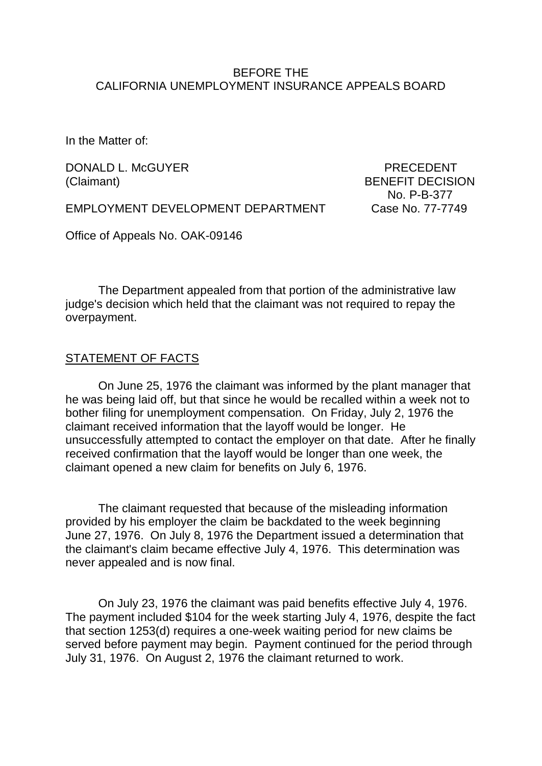BEFORE THE
CALIFORNIA UNEMPLOYMENT INSURANCE APPEALS BOARD

In the Matter of:

DONALD L. McGUYER (Claimant)

EMPLOYMENT DEVELOPMENT DEPARTMENT

PRECEDENT
BENEFIT DECISION
No. P-B-377
Case No. 77-7749

Office of Appeals No. OAK-09146

The Department appealed from that portion of the administrative law judge's decision which held that the claimant was not required to repay the overpayment.

## STATEMENT OF FACTS

On June 25, 1976 the claimant was informed by the plant manager that he was being laid off, but that since he would be recalled within a week not to bother filing for unemployment compensation. On Friday, July 2, 1976 the claimant received information that the layoff would be longer. He unsuccessfully attempted to contact the employer on that date. After he finally received confirmation that the layoff would be longer than one week, the claimant opened a new claim for benefits on July 6, 1976.

The claimant requested that because of the misleading information provided by his employer the claim be backdated to the week beginning June 27, 1976. On July 8, 1976 the Department issued a determination that the claimant's claim became effective July 4, 1976. This determination was never appealed and is now final.

On July 23, 1976 the claimant was paid benefits effective July 4, 1976. The payment included $104 for the week starting July 4, 1976, despite the fact that section 1253(d) requires a one-week waiting period for new claims be served before payment may begin. Payment continued for the period through July 31, 1976. On August 2, 1976 the claimant returned to work.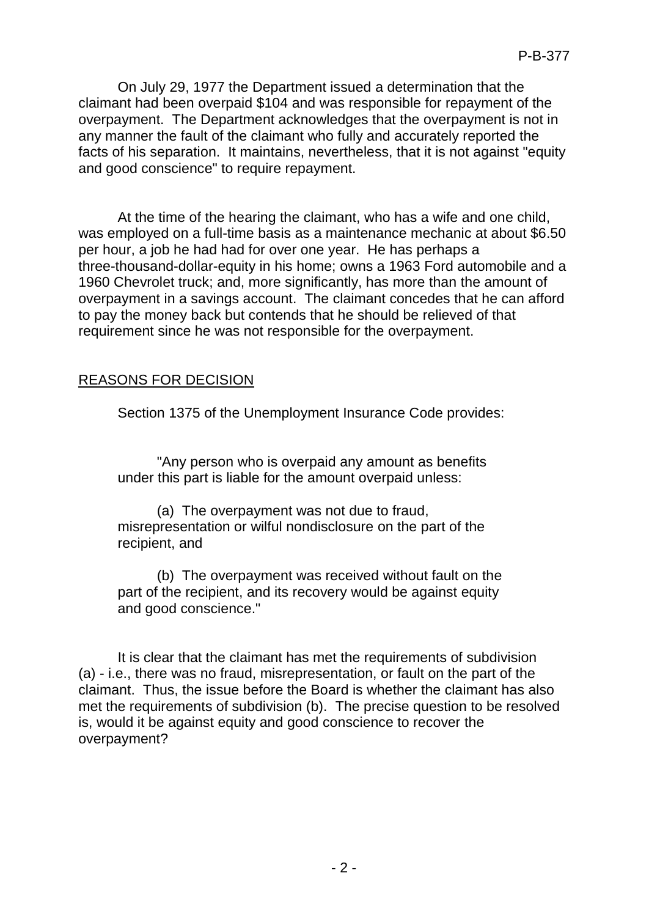On July 29, 1977 the Department issued a determination that the claimant had been overpaid $104 and was responsible for repayment of the overpayment. The Department acknowledges that the overpayment is not in any manner the fault of the claimant who fully and accurately reported the facts of his separation. It maintains, nevertheless, that it is not against "equity and good conscience" to require repayment.

At the time of the hearing the claimant, who has a wife and one child, was employed on a full-time basis as a maintenance mechanic at about $6.50 per hour, a job he had had for over one year. He has perhaps a three-thousand-dollar-equity in his home; owns a 1963 Ford automobile and a 1960 Chevrolet truck; and, more significantly, has more than the amount of overpayment in a savings account. The claimant concedes that he can afford to pay the money back but contends that he should be relieved of that requirement since he was not responsible for the overpayment.

## REASONS FOR DECISION

Section 1375 of the Unemployment Insurance Code provides:

> "Any person who is overpaid any amount as benefits under this part is liable for the amount overpaid unless:
>
> (a) The overpayment was not due to fraud, misrepresentation or wilful nondisclosure on the part of the recipient, and
>
> (b) The overpayment was received without fault on the part of the recipient, and its recovery would be against equity and good conscience."

It is clear that the claimant has met the requirements of subdivision (a) - i.e., there was no fraud, misrepresentation, or fault on the part of the claimant. Thus, the issue before the Board is whether the claimant has also met the requirements of subdivision (b). The precise question to be resolved is, would it be against equity and good conscience to recover the overpayment?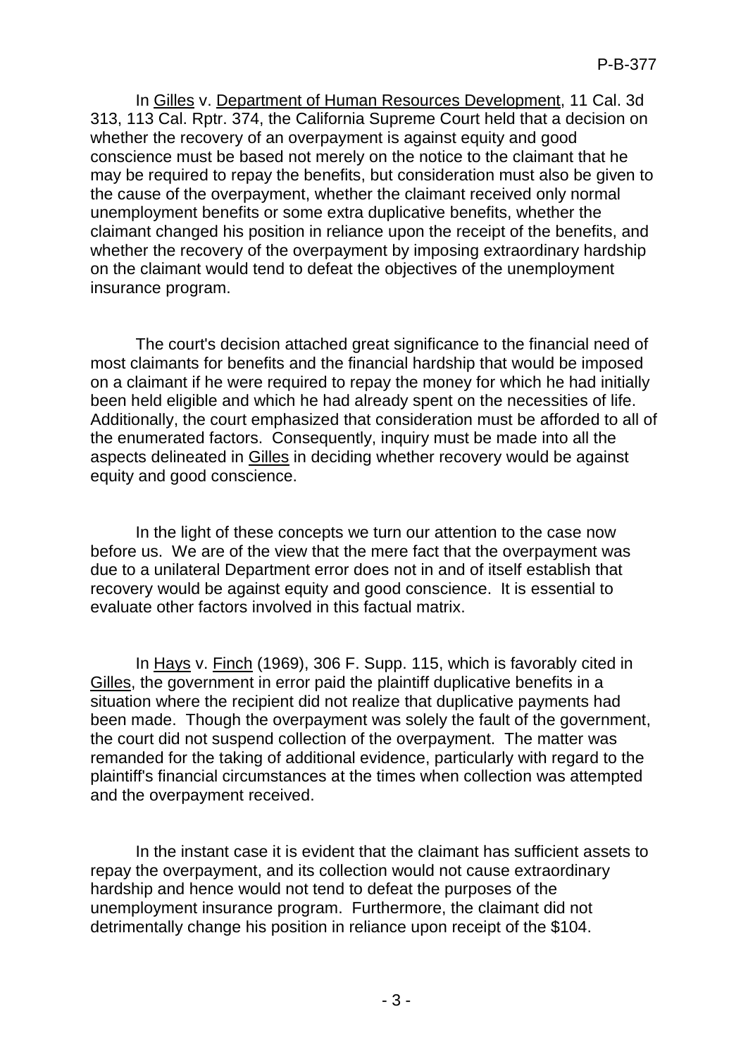In Gilles v. Department of Human Resources Development, 11 Cal. 3d 313, 113 Cal. Rptr. 374, the California Supreme Court held that a decision on whether the recovery of an overpayment is against equity and good conscience must be based not merely on the notice to the claimant that he may be required to repay the benefits, but consideration must also be given to the cause of the overpayment, whether the claimant received only normal unemployment benefits or some extra duplicative benefits, whether the claimant changed his position in reliance upon the receipt of the benefits, and whether the recovery of the overpayment by imposing extraordinary hardship on the claimant would tend to defeat the objectives of the unemployment insurance program.

The court's decision attached great significance to the financial need of most claimants for benefits and the financial hardship that would be imposed on a claimant if he were required to repay the money for which he had initially been held eligible and which he had already spent on the necessities of life. Additionally, the court emphasized that consideration must be afforded to all of the enumerated factors. Consequently, inquiry must be made into all the aspects delineated in Gilles in deciding whether recovery would be against equity and good conscience.

In the light of these concepts we turn our attention to the case now before us. We are of the view that the mere fact that the overpayment was due to a unilateral Department error does not in and of itself establish that recovery would be against equity and good conscience. It is essential to evaluate other factors involved in this factual matrix.

In Hays v. Finch (1969), 306 F. Supp. 115, which is favorably cited in Gilles, the government in error paid the plaintiff duplicative benefits in a situation where the recipient did not realize that duplicative payments had been made. Though the overpayment was solely the fault of the government, the court did not suspend collection of the overpayment. The matter was remanded for the taking of additional evidence, particularly with regard to the plaintiff's financial circumstances at the times when collection was attempted and the overpayment received.

In the instant case it is evident that the claimant has sufficient assets to repay the overpayment, and its collection would not cause extraordinary hardship and hence would not tend to defeat the purposes of the unemployment insurance program. Furthermore, the claimant did not detrimentally change his position in reliance upon receipt of the $104.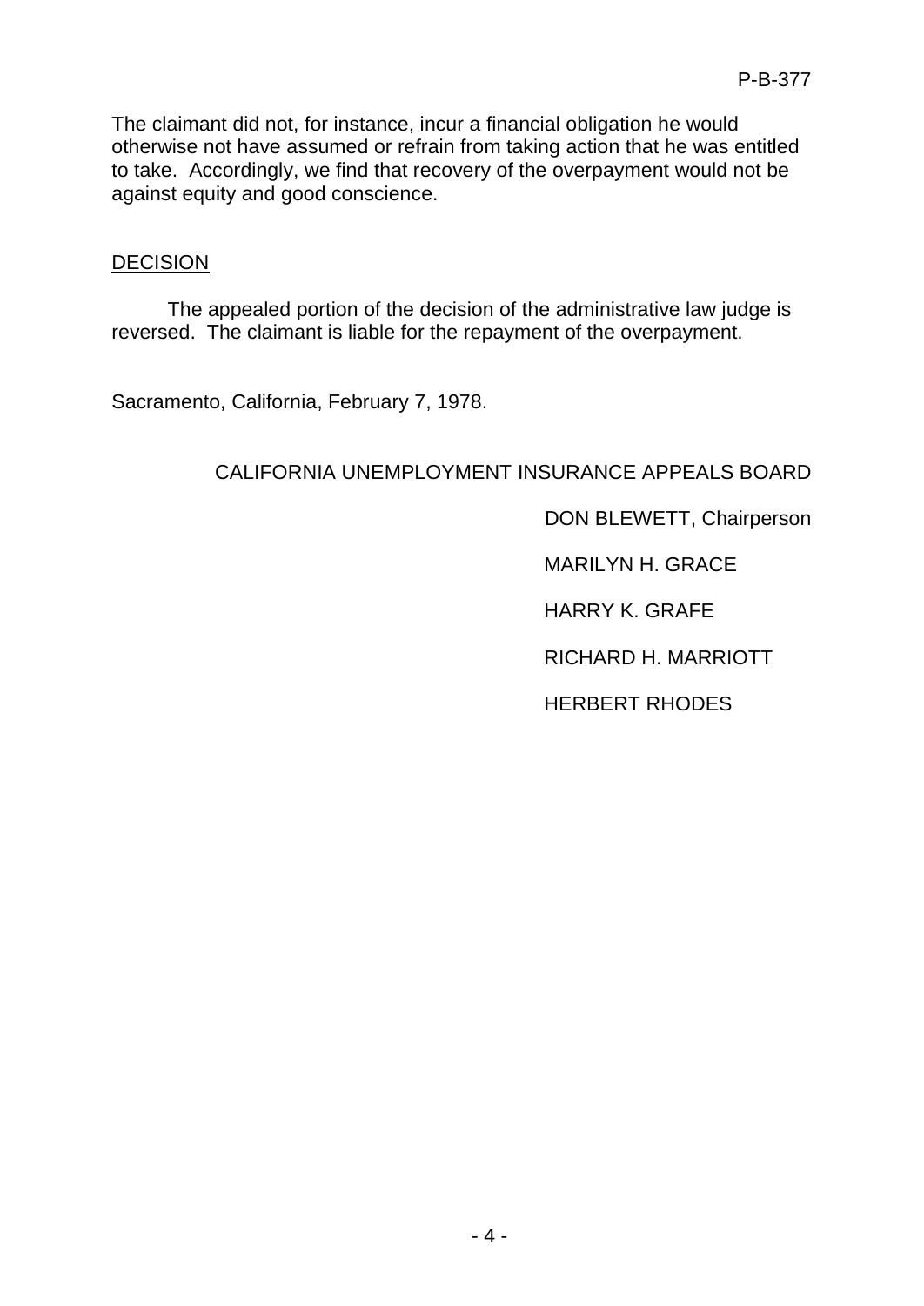The claimant did not, for instance, incur a financial obligation he would otherwise not have assumed or refrain from taking action that he was entitled to take. Accordingly, we find that recovery of the overpayment would not be against equity and good conscience.

## DECISION

The appealed portion of the decision of the administrative law judge is reversed. The claimant is liable for the repayment of the overpayment.

Sacramento, California, February 7, 1978.

CALIFORNIA UNEMPLOYMENT INSURANCE APPEALS BOARD

DON BLEWETT, Chairperson

MARILYN H. GRACE

HARRY K. GRAFE

RICHARD H. MARRIOTT

HERBERT RHODES